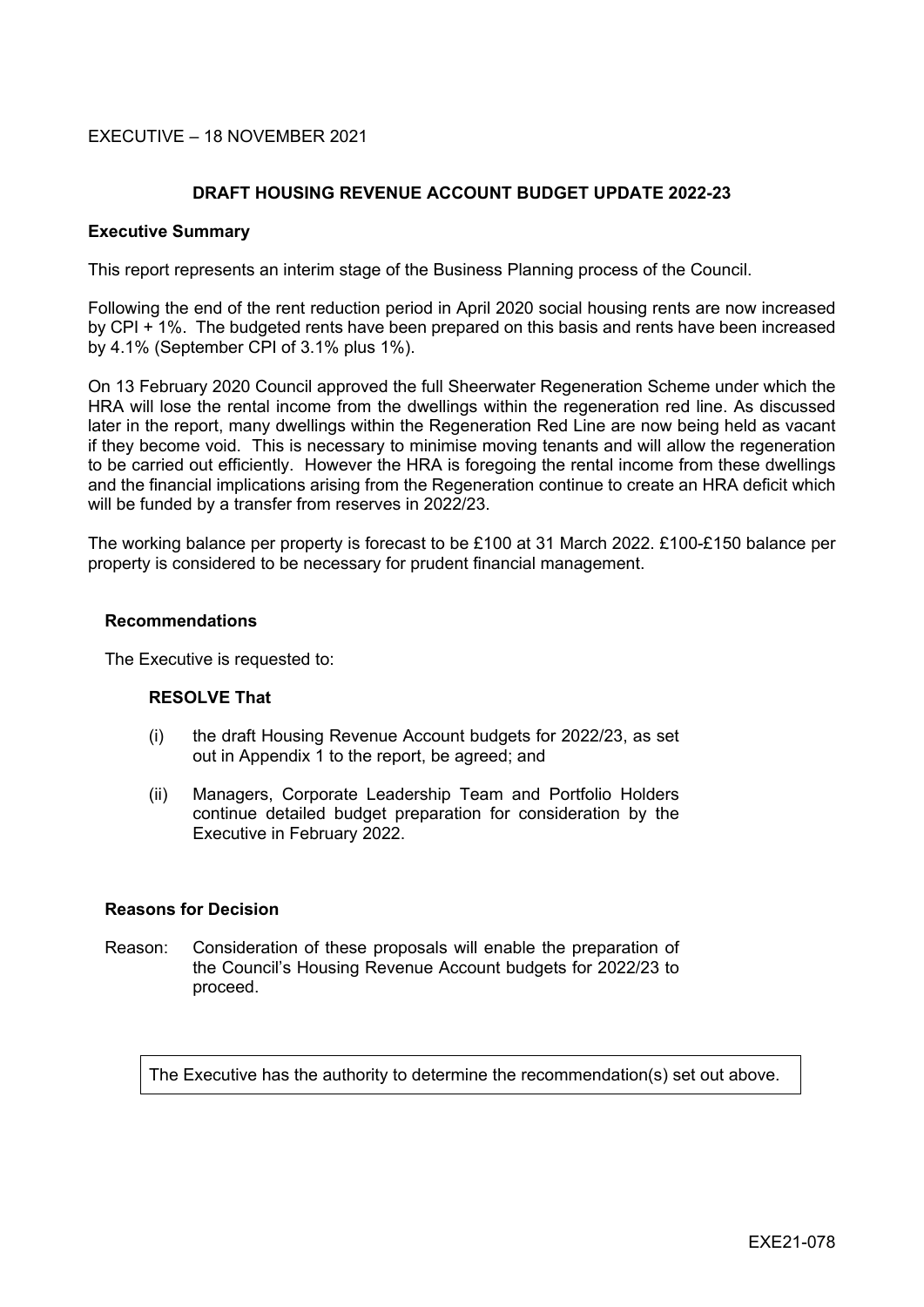EXECUTIVE – 18 NOVEMBER 2021

## DRAFT HOUSING REVENUE ACCOUNT BUDGET UPDATE 2022-23

### Executive Summary

This report represents an interim stage of the Business Planning process of the Council.

Following the end of the rent reduction period in April 2020 social housing rents are now increased by CPI + 1%. The budgeted rents have been prepared on this basis and rents have been increased by 4.1% (September CPI of 3.1% plus 1%).

On 13 February 2020 Council approved the full Sheerwater Regeneration Scheme under which the HRA will lose the rental income from the dwellings within the regeneration red line. As discussed later in the report, many dwellings within the Regeneration Red Line are now being held as vacant if they become void. This is necessary to minimise moving tenants and will allow the regeneration to be carried out efficiently. However the HRA is foregoing the rental income from these dwellings and the financial implications arising from the Regeneration continue to create an HRA deficit which will be funded by a transfer from reserves in 2022/23.

The working balance per property is forecast to be £100 at 31 March 2022. £100-£150 balance per property is considered to be necessary for prudent financial management.

### Recommendations

The Executive is requested to:

**RESOLVE That**

(i) the draft Housing Revenue Account budgets for 2022/23, as set out in Appendix 1 to the report, be agreed; and

(ii) Managers, Corporate Leadership Team and Portfolio Holders continue detailed budget preparation for consideration by the Executive in February 2022.

### Reasons for Decision

Reason: Consideration of these proposals will enable the preparation of the Council's Housing Revenue Account budgets for 2022/23 to proceed.

The Executive has the authority to determine the recommendation(s) set out above.

EXE21-078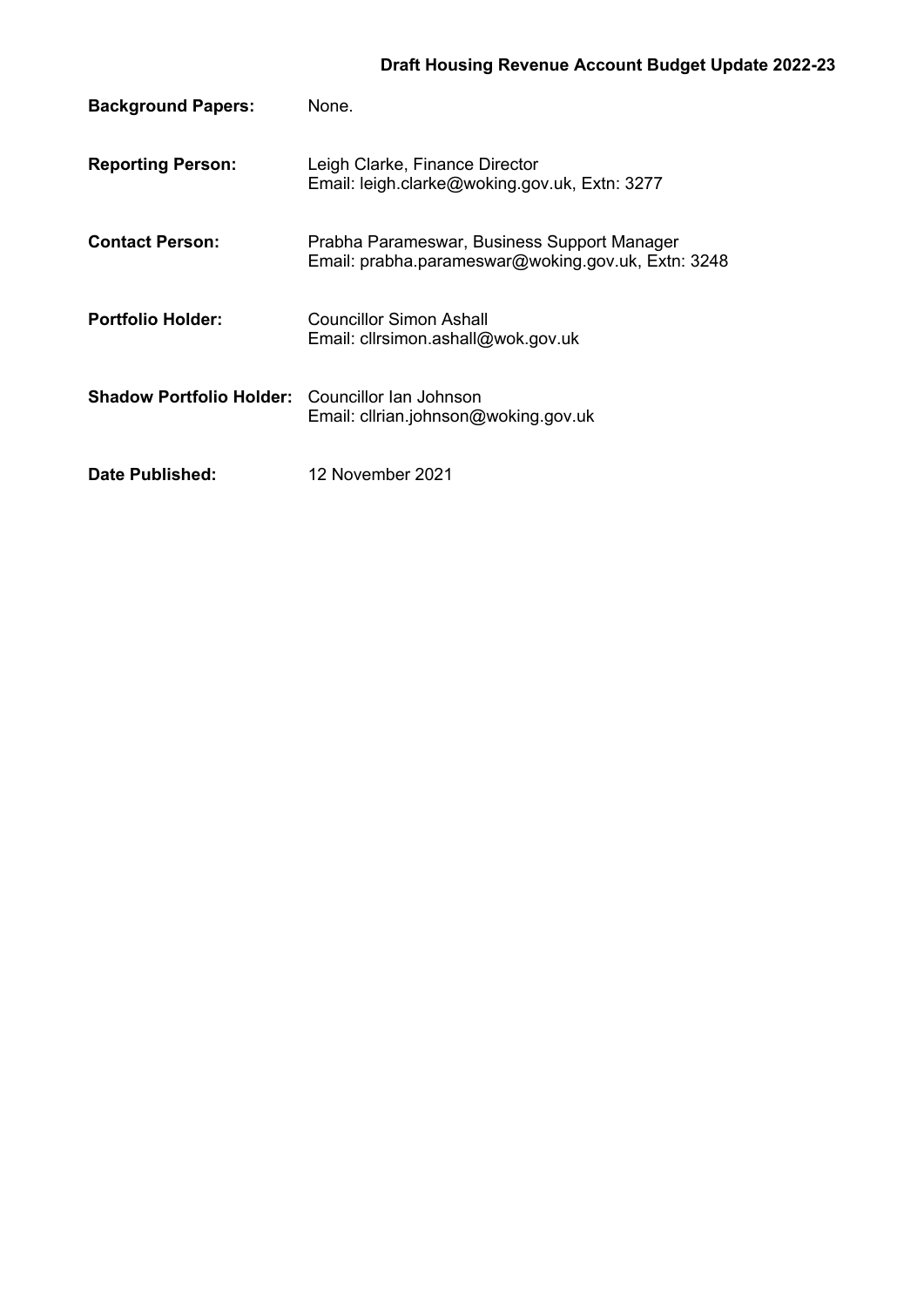**Background Papers:** None.

**Reporting Person:** Leigh Clarke, Finance Director
Email: leigh.clarke@woking.gov.uk, Extn: 3277

**Contact Person:** Prabha Parameswar, Business Support Manager
Email: prabha.parameswar@woking.gov.uk, Extn: 3248

**Portfolio Holder:** Councillor Simon Ashall
Email: cllrsimon.ashall@wok.gov.uk

**Shadow Portfolio Holder:** Councillor Ian Johnson
Email: cllrian.johnson@woking.gov.uk

**Date Published:** 12 November 2021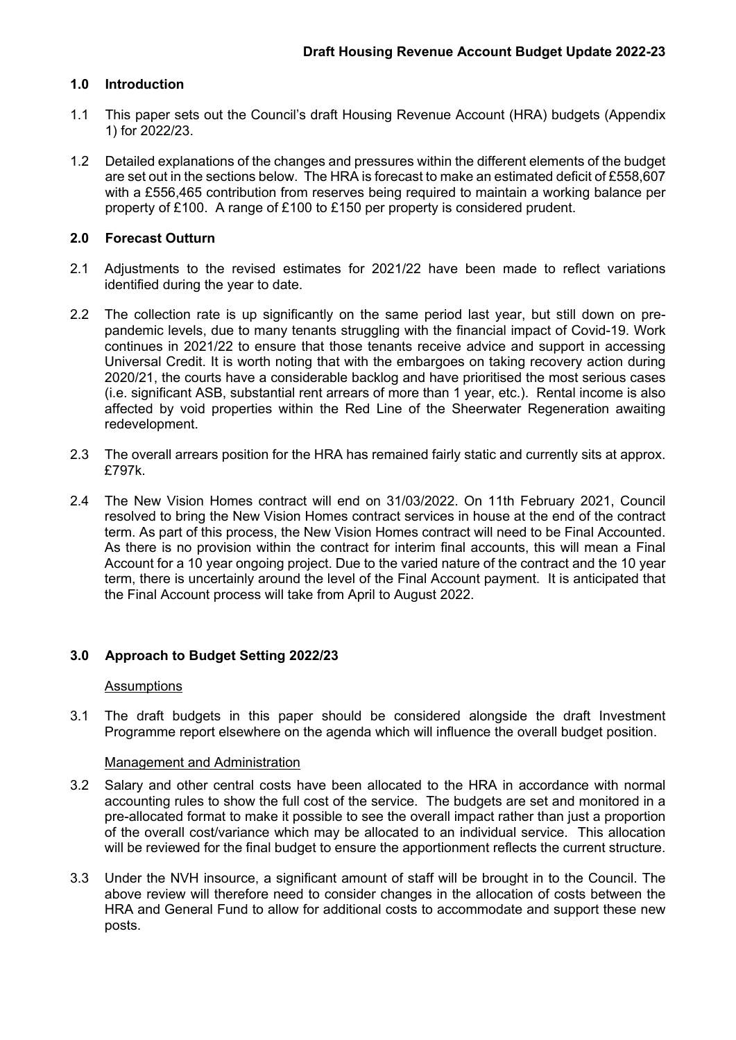**Draft Housing Revenue Account Budget Update 2022-23**

## 1.0 Introduction

1.1 This paper sets out the Council's draft Housing Revenue Account (HRA) budgets (Appendix 1) for 2022/23.

1.2 Detailed explanations of the changes and pressures within the different elements of the budget are set out in the sections below. The HRA is forecast to make an estimated deficit of £558,607 with a £556,465 contribution from reserves being required to maintain a working balance per property of £100. A range of £100 to £150 per property is considered prudent.

## 2.0 Forecast Outturn

2.1 Adjustments to the revised estimates for 2021/22 have been made to reflect variations identified during the year to date.

2.2 The collection rate is up significantly on the same period last year, but still down on pre-pandemic levels, due to many tenants struggling with the financial impact of Covid-19. Work continues in 2021/22 to ensure that those tenants receive advice and support in accessing Universal Credit. It is worth noting that with the embargoes on taking recovery action during 2020/21, the courts have a considerable backlog and have prioritised the most serious cases (i.e. significant ASB, substantial rent arrears of more than 1 year, etc.). Rental income is also affected by void properties within the Red Line of the Sheerwater Regeneration awaiting redevelopment.

2.3 The overall arrears position for the HRA has remained fairly static and currently sits at approx. £797k.

2.4 The New Vision Homes contract will end on 31/03/2022. On 11th February 2021, Council resolved to bring the New Vision Homes contract services in house at the end of the contract term. As part of this process, the New Vision Homes contract will need to be Final Accounted. As there is no provision within the contract for interim final accounts, this will mean a Final Account for a 10 year ongoing project. Due to the varied nature of the contract and the 10 year term, there is uncertainly around the level of the Final Account payment. It is anticipated that the Final Account process will take from April to August 2022.

## 3.0 Approach to Budget Setting 2022/23

Assumptions

3.1 The draft budgets in this paper should be considered alongside the draft Investment Programme report elsewhere on the agenda which will influence the overall budget position.

Management and Administration

3.2 Salary and other central costs have been allocated to the HRA in accordance with normal accounting rules to show the full cost of the service. The budgets are set and monitored in a pre-allocated format to make it possible to see the overall impact rather than just a proportion of the overall cost/variance which may be allocated to an individual service. This allocation will be reviewed for the final budget to ensure the apportionment reflects the current structure.

3.3 Under the NVH insource, a significant amount of staff will be brought in to the Council. The above review will therefore need to consider changes in the allocation of costs between the HRA and General Fund to allow for additional costs to accommodate and support these new posts.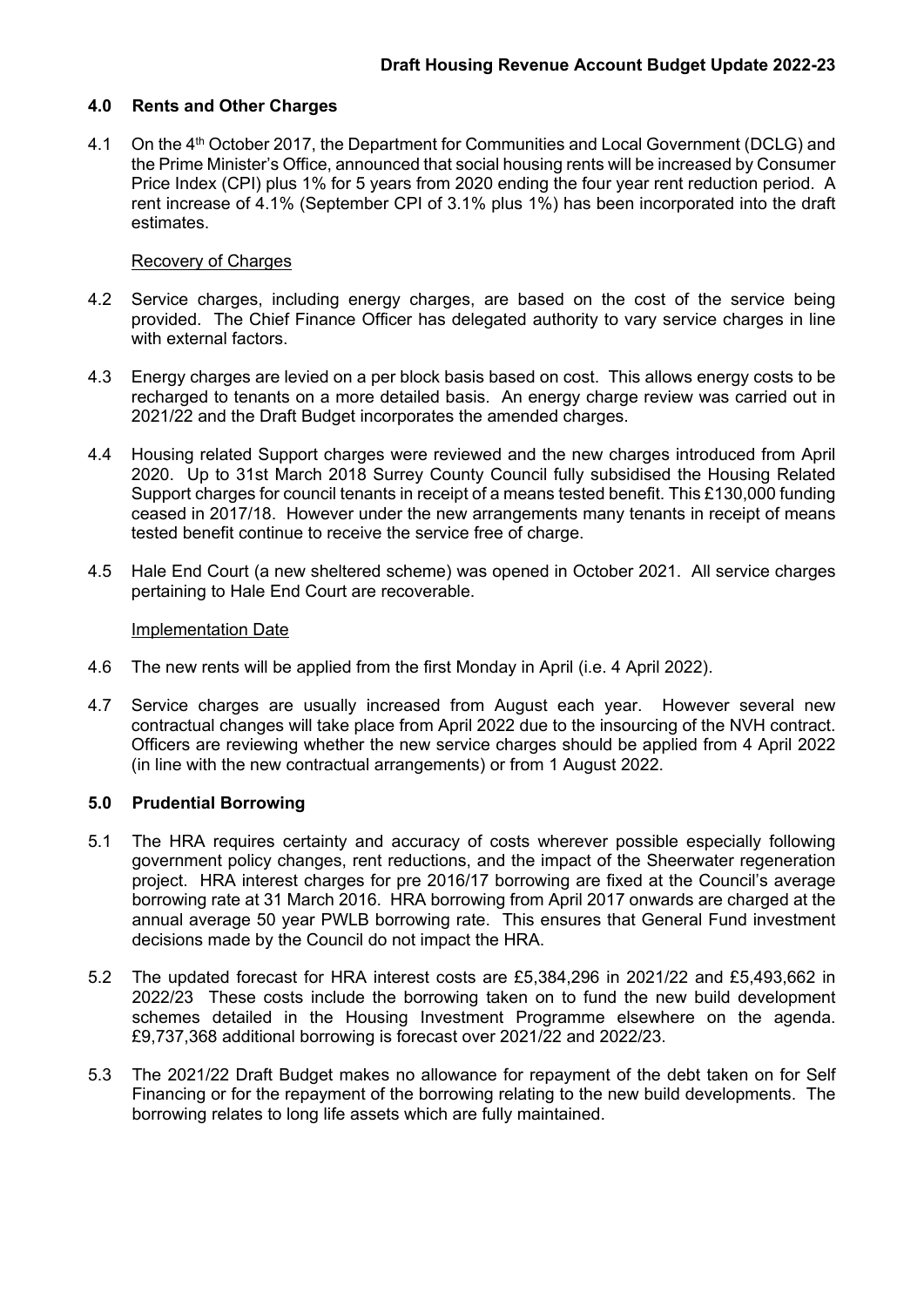## 4.0 Rents and Other Charges

4.1 On the 4th October 2017, the Department for Communities and Local Government (DCLG) and the Prime Minister's Office, announced that social housing rents will be increased by Consumer Price Index (CPI) plus 1% for 5 years from 2020 ending the four year rent reduction period. A rent increase of 4.1% (September CPI of 3.1% plus 1%) has been incorporated into the draft estimates.

Recovery of Charges

4.2 Service charges, including energy charges, are based on the cost of the service being provided. The Chief Finance Officer has delegated authority to vary service charges in line with external factors.

4.3 Energy charges are levied on a per block basis based on cost. This allows energy costs to be recharged to tenants on a more detailed basis. An energy charge review was carried out in 2021/22 and the Draft Budget incorporates the amended charges.

4.4 Housing related Support charges were reviewed and the new charges introduced from April 2020. Up to 31st March 2018 Surrey County Council fully subsidised the Housing Related Support charges for council tenants in receipt of a means tested benefit. This £130,000 funding ceased in 2017/18. However under the new arrangements many tenants in receipt of means tested benefit continue to receive the service free of charge.

4.5 Hale End Court (a new sheltered scheme) was opened in October 2021. All service charges pertaining to Hale End Court are recoverable.

Implementation Date

4.6 The new rents will be applied from the first Monday in April (i.e. 4 April 2022).

4.7 Service charges are usually increased from August each year. However several new contractual changes will take place from April 2022 due to the insourcing of the NVH contract. Officers are reviewing whether the new service charges should be applied from 4 April 2022 (in line with the new contractual arrangements) or from 1 August 2022.

## 5.0 Prudential Borrowing

5.1 The HRA requires certainty and accuracy of costs wherever possible especially following government policy changes, rent reductions, and the impact of the Sheerwater regeneration project. HRA interest charges for pre 2016/17 borrowing are fixed at the Council's average borrowing rate at 31 March 2016. HRA borrowing from April 2017 onwards are charged at the annual average 50 year PWLB borrowing rate. This ensures that General Fund investment decisions made by the Council do not impact the HRA.

5.2 The updated forecast for HRA interest costs are £5,384,296 in 2021/22 and £5,493,662 in 2022/23 These costs include the borrowing taken on to fund the new build development schemes detailed in the Housing Investment Programme elsewhere on the agenda. £9,737,368 additional borrowing is forecast over 2021/22 and 2022/23.

5.3 The 2021/22 Draft Budget makes no allowance for repayment of the debt taken on for Self Financing or for the repayment of the borrowing relating to the new build developments. The borrowing relates to long life assets which are fully maintained.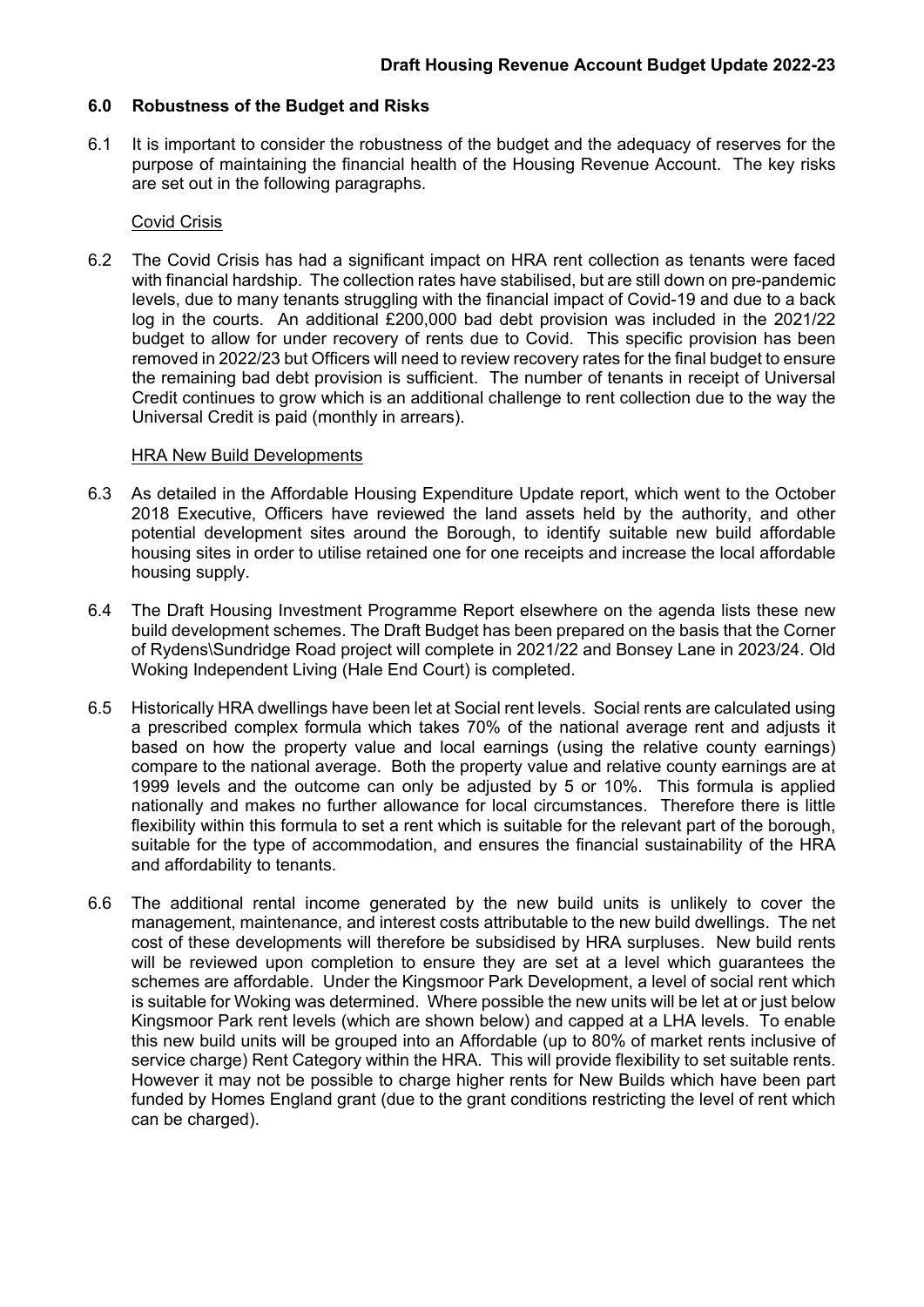## 6.0 Robustness of the Budget and Risks

6.1 It is important to consider the robustness of the budget and the adequacy of reserves for the purpose of maintaining the financial health of the Housing Revenue Account. The key risks are set out in the following paragraphs.

Covid Crisis

6.2 The Covid Crisis has had a significant impact on HRA rent collection as tenants were faced with financial hardship. The collection rates have stabilised, but are still down on pre-pandemic levels, due to many tenants struggling with the financial impact of Covid-19 and due to a back log in the courts. An additional £200,000 bad debt provision was included in the 2021/22 budget to allow for under recovery of rents due to Covid. This specific provision has been removed in 2022/23 but Officers will need to review recovery rates for the final budget to ensure the remaining bad debt provision is sufficient. The number of tenants in receipt of Universal Credit continues to grow which is an additional challenge to rent collection due to the way the Universal Credit is paid (monthly in arrears).

HRA New Build Developments

6.3 As detailed in the Affordable Housing Expenditure Update report, which went to the October 2018 Executive, Officers have reviewed the land assets held by the authority, and other potential development sites around the Borough, to identify suitable new build affordable housing sites in order to utilise retained one for one receipts and increase the local affordable housing supply.

6.4 The Draft Housing Investment Programme Report elsewhere on the agenda lists these new build development schemes. The Draft Budget has been prepared on the basis that the Corner of Rydens\Sundridge Road project will complete in 2021/22 and Bonsey Lane in 2023/24. Old Woking Independent Living (Hale End Court) is completed.

6.5 Historically HRA dwellings have been let at Social rent levels. Social rents are calculated using a prescribed complex formula which takes 70% of the national average rent and adjusts it based on how the property value and local earnings (using the relative county earnings) compare to the national average. Both the property value and relative county earnings are at 1999 levels and the outcome can only be adjusted by 5 or 10%. This formula is applied nationally and makes no further allowance for local circumstances. Therefore there is little flexibility within this formula to set a rent which is suitable for the relevant part of the borough, suitable for the type of accommodation, and ensures the financial sustainability of the HRA and affordability to tenants.

6.6 The additional rental income generated by the new build units is unlikely to cover the management, maintenance, and interest costs attributable to the new build dwellings. The net cost of these developments will therefore be subsidised by HRA surpluses. New build rents will be reviewed upon completion to ensure they are set at a level which guarantees the schemes are affordable. Under the Kingsmoor Park Development, a level of social rent which is suitable for Woking was determined. Where possible the new units will be let at or just below Kingsmoor Park rent levels (which are shown below) and capped at a LHA levels. To enable this new build units will be grouped into an Affordable (up to 80% of market rents inclusive of service charge) Rent Category within the HRA. This will provide flexibility to set suitable rents. However it may not be possible to charge higher rents for New Builds which have been part funded by Homes England grant (due to the grant conditions restricting the level of rent which can be charged).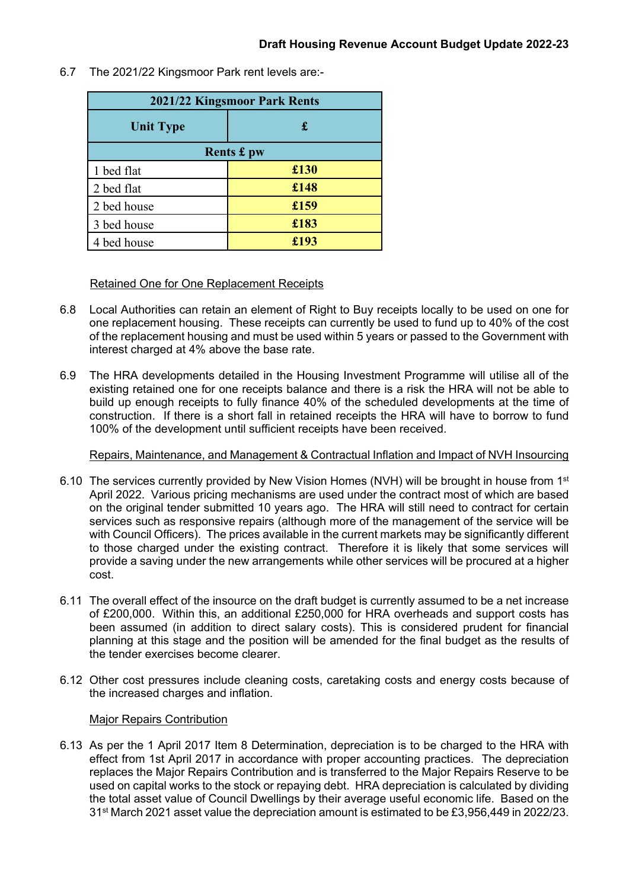6.7 The 2021/22 Kingsmoor Park rent levels are:-

| 2021/22 Kingsmoor Park Rents | |
|---|---|
| **Unit Type** | **£** |
| **Rents £ pw** | |
| 1 bed flat | **£130** |
| 2 bed flat | **£148** |
| 2 bed house | **£159** |
| 3 bed house | **£183** |
| 4 bed house | **£193** |

Retained One for One Replacement Receipts

6.8 Local Authorities can retain an element of Right to Buy receipts locally to be used on one for one replacement housing. These receipts can currently be used to fund up to 40% of the cost of the replacement housing and must be used within 5 years or passed to the Government with interest charged at 4% above the base rate.

6.9 The HRA developments detailed in the Housing Investment Programme will utilise all of the existing retained one for one receipts balance and there is a risk the HRA will not be able to build up enough receipts to fully finance 40% of the scheduled developments at the time of construction. If there is a short fall in retained receipts the HRA will have to borrow to fund 100% of the development until sufficient receipts have been received.

Repairs, Maintenance, and Management & Contractual Inflation and Impact of NVH Insourcing

6.10 The services currently provided by New Vision Homes (NVH) will be brought in house from 1st April 2022. Various pricing mechanisms are used under the contract most of which are based on the original tender submitted 10 years ago. The HRA will still need to contract for certain services such as responsive repairs (although more of the management of the service will be with Council Officers). The prices available in the current markets may be significantly different to those charged under the existing contract. Therefore it is likely that some services will provide a saving under the new arrangements while other services will be procured at a higher cost.

6.11 The overall effect of the insource on the draft budget is currently assumed to be a net increase of £200,000. Within this, an additional £250,000 for HRA overheads and support costs has been assumed (in addition to direct salary costs). This is considered prudent for financial planning at this stage and the position will be amended for the final budget as the results of the tender exercises become clearer.

6.12 Other cost pressures include cleaning costs, caretaking costs and energy costs because of the increased charges and inflation.

Major Repairs Contribution

6.13 As per the 1 April 2017 Item 8 Determination, depreciation is to be charged to the HRA with effect from 1st April 2017 in accordance with proper accounting practices. The depreciation replaces the Major Repairs Contribution and is transferred to the Major Repairs Reserve to be used on capital works to the stock or repaying debt. HRA depreciation is calculated by dividing the total asset value of Council Dwellings by their average useful economic life. Based on the 31st March 2021 asset value the depreciation amount is estimated to be £3,956,449 in 2022/23.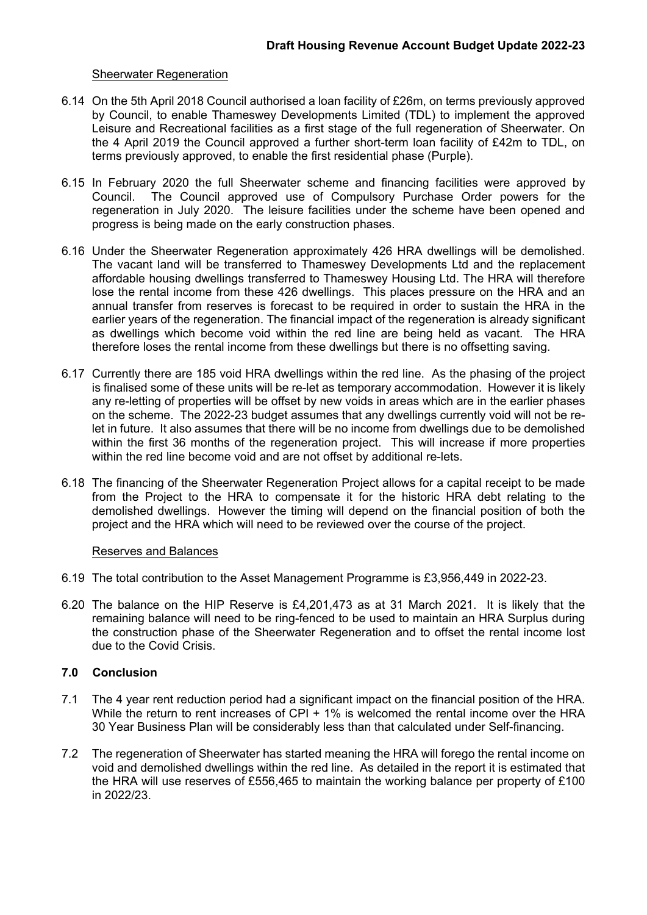Sheerwater Regeneration

6.14 On the 5th April 2018 Council authorised a loan facility of £26m, on terms previously approved by Council, to enable Thameswey Developments Limited (TDL) to implement the approved Leisure and Recreational facilities as a first stage of the full regeneration of Sheerwater. On the 4 April 2019 the Council approved a further short-term loan facility of £42m to TDL, on terms previously approved, to enable the first residential phase (Purple).

6.15 In February 2020 the full Sheerwater scheme and financing facilities were approved by Council. The Council approved use of Compulsory Purchase Order powers for the regeneration in July 2020. The leisure facilities under the scheme have been opened and progress is being made on the early construction phases.

6.16 Under the Sheerwater Regeneration approximately 426 HRA dwellings will be demolished. The vacant land will be transferred to Thameswey Developments Ltd and the replacement affordable housing dwellings transferred to Thameswey Housing Ltd. The HRA will therefore lose the rental income from these 426 dwellings. This places pressure on the HRA and an annual transfer from reserves is forecast to be required in order to sustain the HRA in the earlier years of the regeneration. The financial impact of the regeneration is already significant as dwellings which become void within the red line are being held as vacant. The HRA therefore loses the rental income from these dwellings but there is no offsetting saving.

6.17 Currently there are 185 void HRA dwellings within the red line. As the phasing of the project is finalised some of these units will be re-let as temporary accommodation. However it is likely any re-letting of properties will be offset by new voids in areas which are in the earlier phases on the scheme. The 2022-23 budget assumes that any dwellings currently void will not be re-let in future. It also assumes that there will be no income from dwellings due to be demolished within the first 36 months of the regeneration project. This will increase if more properties within the red line become void and are not offset by additional re-lets.

6.18 The financing of the Sheerwater Regeneration Project allows for a capital receipt to be made from the Project to the HRA to compensate it for the historic HRA debt relating to the demolished dwellings. However the timing will depend on the financial position of both the project and the HRA which will need to be reviewed over the course of the project.

Reserves and Balances

6.19 The total contribution to the Asset Management Programme is £3,956,449 in 2022-23.

6.20 The balance on the HIP Reserve is £4,201,473 as at 31 March 2021. It is likely that the remaining balance will need to be ring-fenced to be used to maintain an HRA Surplus during the construction phase of the Sheerwater Regeneration and to offset the rental income lost due to the Covid Crisis.

## 7.0 Conclusion

7.1 The 4 year rent reduction period had a significant impact on the financial position of the HRA. While the return to rent increases of CPI + 1% is welcomed the rental income over the HRA 30 Year Business Plan will be considerably less than that calculated under Self-financing.

7.2 The regeneration of Sheerwater has started meaning the HRA will forego the rental income on void and demolished dwellings within the red line. As detailed in the report it is estimated that the HRA will use reserves of £556,465 to maintain the working balance per property of £100 in 2022/23.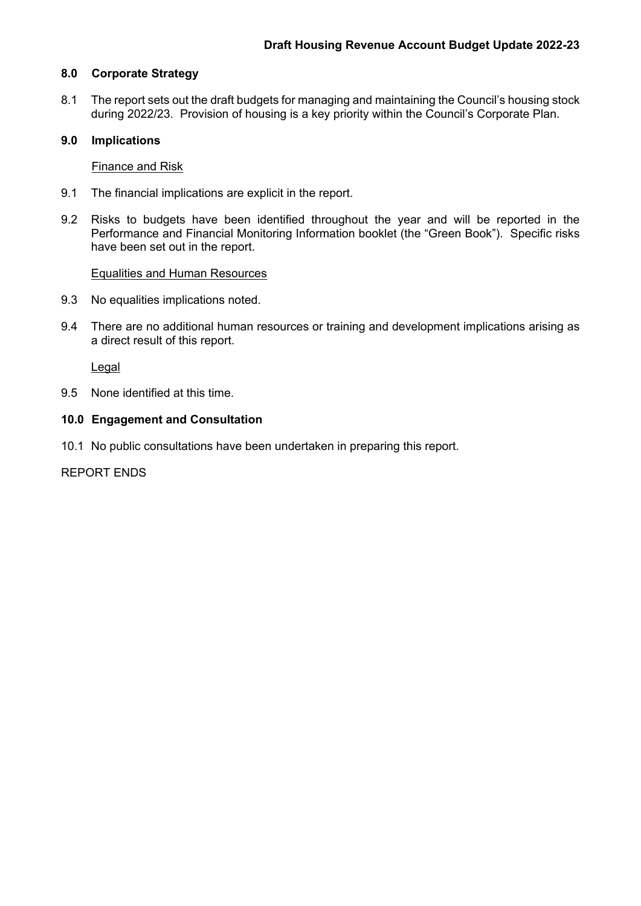## 8.0 Corporate Strategy

8.1 The report sets out the draft budgets for managing and maintaining the Council's housing stock during 2022/23. Provision of housing is a key priority within the Council's Corporate Plan.

## 9.0 Implications

Finance and Risk

9.1 The financial implications are explicit in the report.

9.2 Risks to budgets have been identified throughout the year and will be reported in the Performance and Financial Monitoring Information booklet (the "Green Book"). Specific risks have been set out in the report.

Equalities and Human Resources

9.3 No equalities implications noted.

9.4 There are no additional human resources or training and development implications arising as a direct result of this report.

Legal

9.5 None identified at this time.

## 10.0 Engagement and Consultation

10.1 No public consultations have been undertaken in preparing this report.

REPORT ENDS